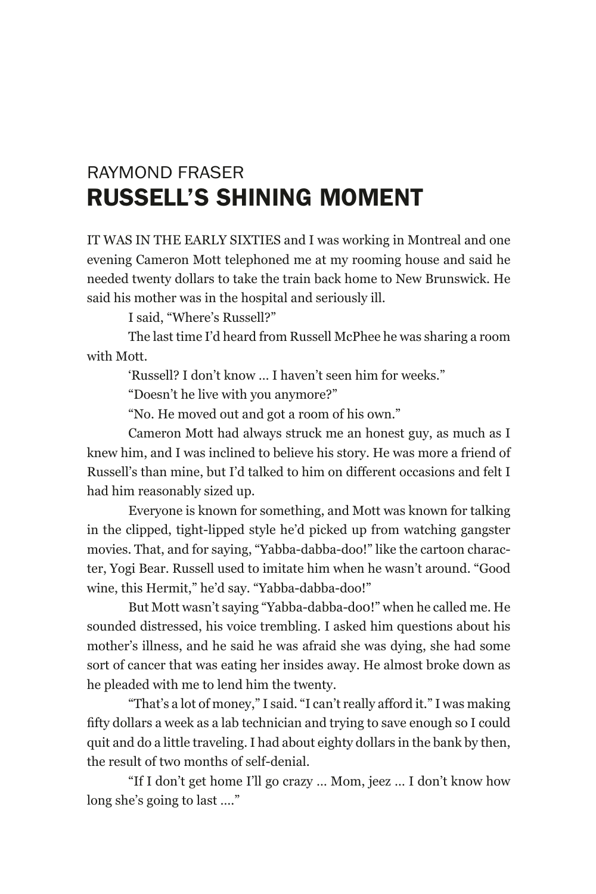## RAYMOND FRASER

# RUSSELL'S SHINING MOMENT

IT WAS IN THE EARLY SIXTIES and I was working in Montreal and one evening Cameron Mott telephoned me at my rooming house and said he needed twenty dollars to take the train back home to New Brunswick. He said his mother was in the hospital and seriously ill.

I said, "Where's Russell?"

The last time I'd heard from Russell McPhee he was sharing a room with Mott.

'Russell? I don't know … I haven't seen him for weeks."

"Doesn't he live with you anymore?"

"No. He moved out and got a room of his own."

Cameron Mott had always struck me an honest guy, as much as I knew him, and I was inclined to believe his story. He was more a friend of Russell's than mine, but I'd talked to him on different occasions and felt I had him reasonably sized up.

Everyone is known for something, and Mott was known for talking in the clipped, tight-lipped style he'd picked up from watching gangster movies. That, and for saying, "Yabba-dabba-doo!" like the cartoon character, Yogi Bear. Russell used to imitate him when he wasn't around. "Good wine, this Hermit," he'd say. "Yabba-dabba-doo!"

But Mott wasn't saying "Yabba-dabba-doo!" when he called me. He sounded distressed, his voice trembling. I asked him questions about his mother's illness, and he said he was afraid she was dying, she had some sort of cancer that was eating her insides away. He almost broke down as he pleaded with me to lend him the twenty.

"That's a lot of money," I said. "I can't really afford it." I was making fifty dollars a week as a lab technician and trying to save enough so I could quit and do a little traveling. I had about eighty dollars in the bank by then, the result of two months of self-denial.

"If I don't get home I'll go crazy … Mom, jeez … I don't know how long she's going to last …."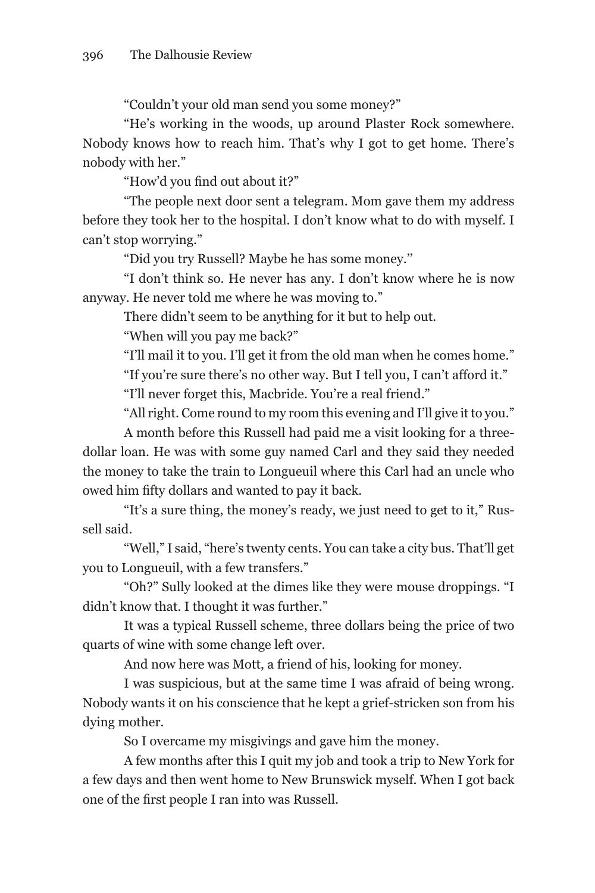"Couldn't your old man send you some money?"

"He's working in the woods, up around Plaster Rock somewhere. Nobody knows how to reach him. That's why I got to get home. There's nobody with her."

"How'd you find out about it?"

"The people next door sent a telegram. Mom gave them my address before they took her to the hospital. I don't know what to do with myself. I can't stop worrying."

"Did you try Russell? Maybe he has some money."

"I don't think so. He never has any. I don't know where he is now anyway. He never told me where he was moving to."

There didn't seem to be anything for it but to help out.

"When will you pay me back?"

"I'll mail it to you. I'll get it from the old man when he comes home."

"If you're sure there's no other way. But I tell you, I can't afford it."

"I'll never forget this, Macbride. You're a real friend."

"All right. Come round to my room this evening and I'll give it to you."

A month before this Russell had paid me a visit looking for a three-dollar loan. He was with some guy named Carl and they said they needed the money to take the train to Longueuil where this Carl had an uncle who owed him fifty dollars and wanted to pay it back.

"It's a sure thing, the money's ready, we just need to get to it," Russell said.

"Well," I said, "here's twenty cents. You can take a city bus. That'll get you to Longueuil, with a few transfers."

"Oh?" Sully looked at the dimes like they were mouse droppings. "I didn't know that. I thought it was further."

It was a typical Russell scheme, three dollars being the price of two quarts of wine with some change left over.

And now here was Mott, a friend of his, looking for money.

I was suspicious, but at the same time I was afraid of being wrong. Nobody wants it on his conscience that he kept a grief-stricken son from his dying mother.

So I overcame my misgivings and gave him the money.

A few months after this I quit my job and took a trip to New York for a few days and then went home to New Brunswick myself. When I got back one of the first people I ran into was Russell.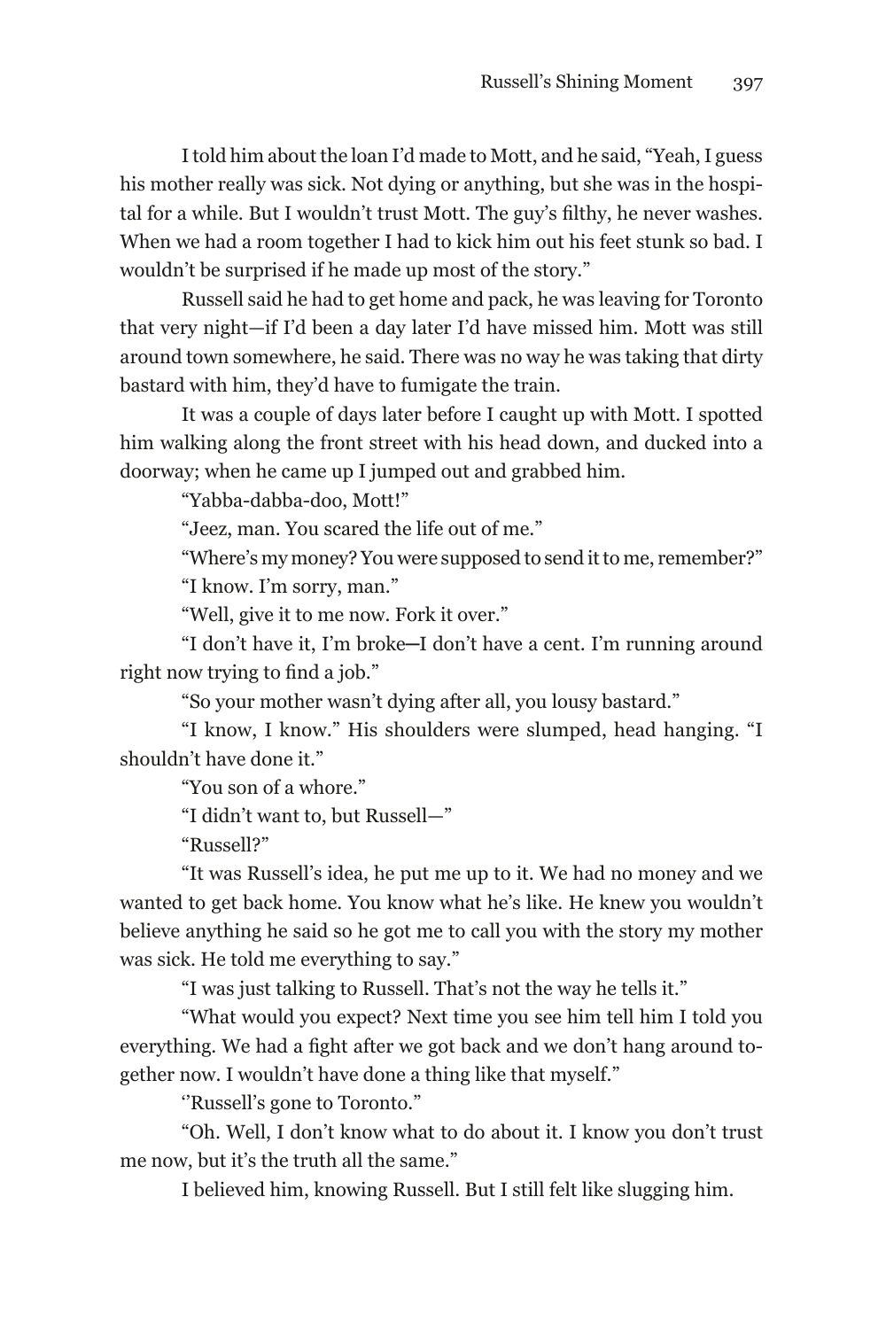I told him about the loan I'd made to Mott, and he said, "Yeah, I guess his mother really was sick. Not dying or anything, but she was in the hospital for a while. But I wouldn't trust Mott. The guy's filthy, he never washes. When we had a room together I had to kick him out his feet stunk so bad. I wouldn't be surprised if he made up most of the story."

Russell said he had to get home and pack, he was leaving for Toronto that very night—if I'd been a day later I'd have missed him. Mott was still around town somewhere, he said. There was no way he was taking that dirty bastard with him, they'd have to fumigate the train.

It was a couple of days later before I caught up with Mott. I spotted him walking along the front street with his head down, and ducked into a doorway; when he came up I jumped out and grabbed him.

"Yabba-dabba-doo, Mott!"

"Jeez, man. You scared the life out of me."

"Where's my money? You were supposed to send it to me, remember?"

"I know. I'm sorry, man."

"Well, give it to me now. Fork it over."

"I don't have it, I'm broke—I don't have a cent. I'm running around right now trying to find a job."

"So your mother wasn't dying after all, you lousy bastard."

"I know, I know." His shoulders were slumped, head hanging. "I shouldn't have done it."

"You son of a whore."

"I didn't want to, but Russell—"

"Russell?"

"It was Russell's idea, he put me up to it. We had no money and we wanted to get back home. You know what he's like. He knew you wouldn't believe anything he said so he got me to call you with the story my mother was sick. He told me everything to say."

"I was just talking to Russell. That's not the way he tells it."

"What would you expect? Next time you see him tell him I told you everything. We had a fight after we got back and we don't hang around together now. I wouldn't have done a thing like that myself."

"Russell's gone to Toronto."

"Oh. Well, I don't know what to do about it. I know you don't trust me now, but it's the truth all the same."

I believed him, knowing Russell. But I still felt like slugging him.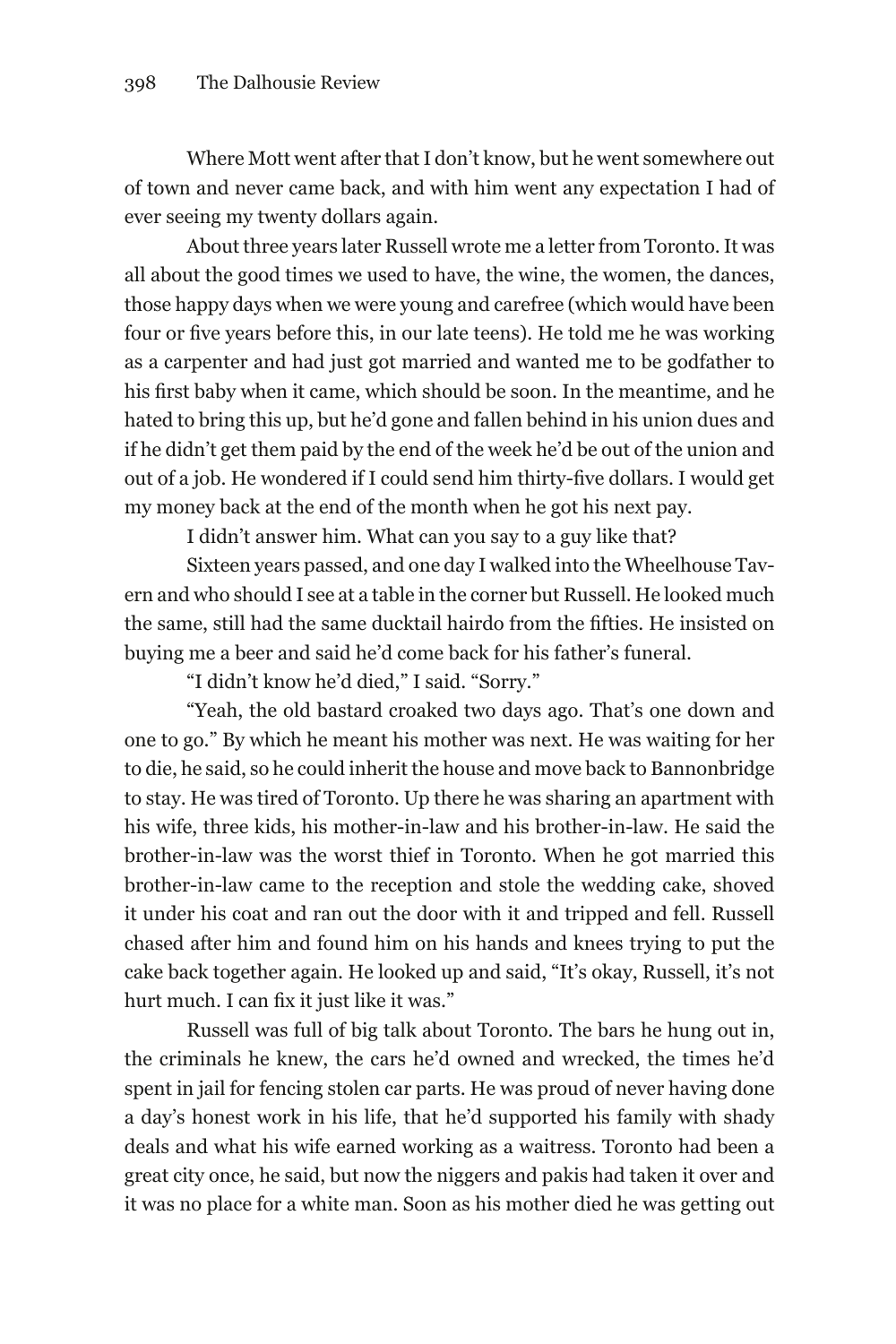Where Mott went after that I don't know, but he went somewhere out of town and never came back, and with him went any expectation I had of ever seeing my twenty dollars again.

About three years later Russell wrote me a letter from Toronto. It was all about the good times we used to have, the wine, the women, the dances, those happy days when we were young and carefree (which would have been four or five years before this, in our late teens). He told me he was working as a carpenter and had just got married and wanted me to be godfather to his first baby when it came, which should be soon. In the meantime, and he hated to bring this up, but he'd gone and fallen behind in his union dues and if he didn't get them paid by the end of the week he'd be out of the union and out of a job. He wondered if I could send him thirty-five dollars. I would get my money back at the end of the month when he got his next pay.

I didn't answer him. What can you say to a guy like that?

Sixteen years passed, and one day I walked into the Wheelhouse Tavern and who should I see at a table in the corner but Russell. He looked much the same, still had the same ducktail hairdo from the fifties. He insisted on buying me a beer and said he'd come back for his father's funeral.

"I didn't know he'd died," I said. "Sorry."

"Yeah, the old bastard croaked two days ago. That's one down and one to go." By which he meant his mother was next. He was waiting for her to die, he said, so he could inherit the house and move back to Bannonbridge to stay. He was tired of Toronto. Up there he was sharing an apartment with his wife, three kids, his mother-in-law and his brother-in-law. He said the brother-in-law was the worst thief in Toronto. When he got married this brother-in-law came to the reception and stole the wedding cake, shoved it under his coat and ran out the door with it and tripped and fell. Russell chased after him and found him on his hands and knees trying to put the cake back together again. He looked up and said, "It's okay, Russell, it's not hurt much. I can fix it just like it was."

Russell was full of big talk about Toronto. The bars he hung out in, the criminals he knew, the cars he'd owned and wrecked, the times he'd spent in jail for fencing stolen car parts. He was proud of never having done a day's honest work in his life, that he'd supported his family with shady deals and what his wife earned working as a waitress. Toronto had been a great city once, he said, but now the niggers and pakis had taken it over and it was no place for a white man. Soon as his mother died he was getting out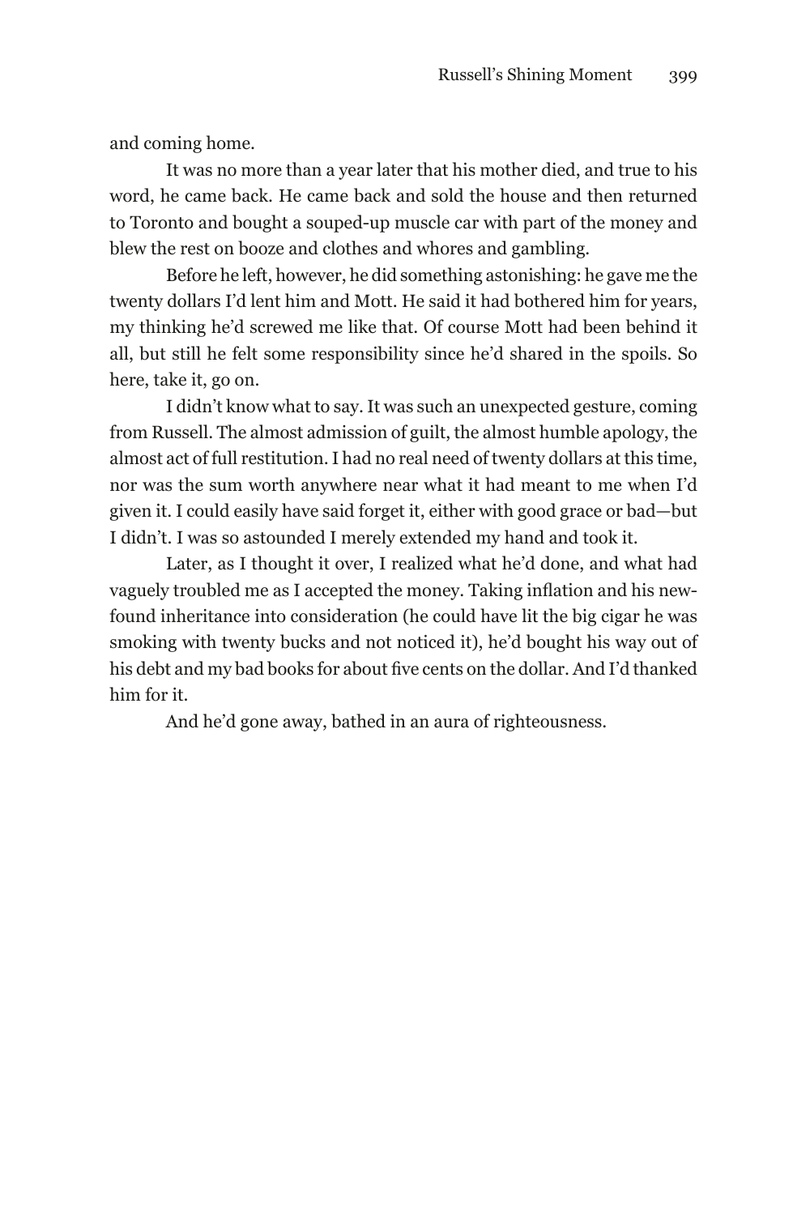and coming home.

It was no more than a year later that his mother died, and true to his word, he came back. He came back and sold the house and then returned to Toronto and bought a souped-up muscle car with part of the money and blew the rest on booze and clothes and whores and gambling.

Before he left, however, he did something astonishing: he gave me the twenty dollars I'd lent him and Mott. He said it had bothered him for years, my thinking he'd screwed me like that. Of course Mott had been behind it all, but still he felt some responsibility since he'd shared in the spoils. So here, take it, go on.

I didn't know what to say. It was such an unexpected gesture, coming from Russell. The almost admission of guilt, the almost humble apology, the almost act of full restitution. I had no real need of twenty dollars at this time, nor was the sum worth anywhere near what it had meant to me when I'd given it. I could easily have said forget it, either with good grace or bad—but I didn't. I was so astounded I merely extended my hand and took it.

Later, as I thought it over, I realized what he'd done, and what had vaguely troubled me as I accepted the money. Taking inflation and his new-found inheritance into consideration (he could have lit the big cigar he was smoking with twenty bucks and not noticed it), he'd bought his way out of his debt and my bad books for about five cents on the dollar. And I'd thanked him for it.

And he'd gone away, bathed in an aura of righteousness.